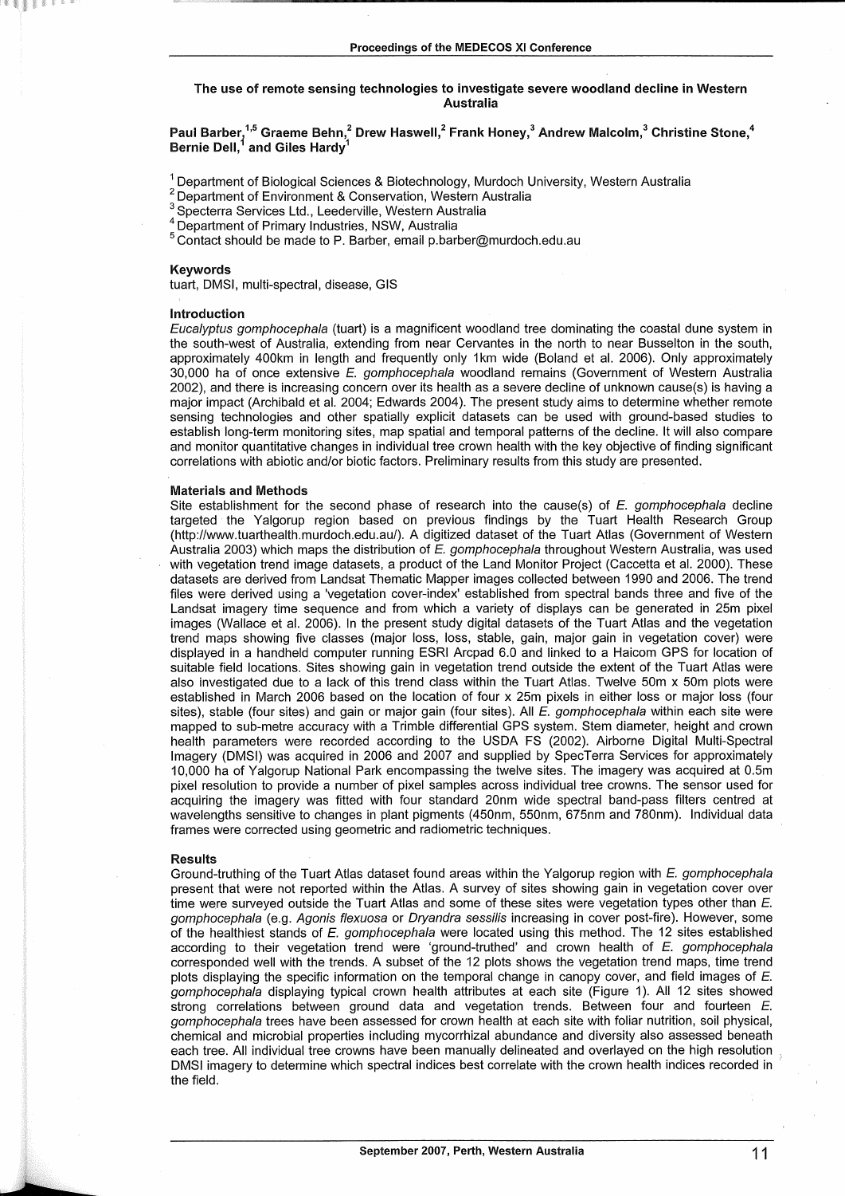# The use of remote sensing technologies to investigate severe woodland decline in Western Australia

**Paul Barber,[1,5] Graeme Behn,[2] Drew Haswell,[2] Frank Honey,[3] Andrew Malcolm,[3] Christine Stone,[4] Bernie Dell,[1] and Giles Hardy[1]**

[1] Department of Biological Sciences & Biotechnology, Murdoch University, Western Australia
[2] Department of Environment & Conservation, Western Australia
[3] Specterra Services Ltd., Leederville, Western Australia
[4] Department of Primary Industries, NSW, Australia
[5] Contact should be made to P. Barber, email p.barber@murdoch.edu.au

### Keywords

tuart, DMSI, multi-spectral, disease, GIS

### Introduction

*Eucalyptus gomphocephala* (tuart) is a magnificent woodland tree dominating the coastal dune system in the south-west of Australia, extending from near Cervantes in the north to near Busselton in the south, approximately 400km in length and frequently only 1km wide (Boland et al. 2006). Only approximately 30,000 ha of once extensive *E. gomphocephala* woodland remains (Government of Western Australia 2002), and there is increasing concern over its health as a severe decline of unknown cause(s) is having a major impact (Archibald et al. 2004; Edwards 2004). The present study aims to determine whether remote sensing technologies and other spatially explicit datasets can be used with ground-based studies to establish long-term monitoring sites, map spatial and temporal patterns of the decline. It will also compare and monitor quantitative changes in individual tree crown health with the key objective of finding significant correlations with abiotic and/or biotic factors. Preliminary results from this study are presented.

### Materials and Methods

Site establishment for the second phase of research into the cause(s) of *E. gomphocephala* decline targeted the Yalgorup region based on previous findings by the Tuart Health Research Group (http://www.tuarthealth.murdoch.edu.au/). A digitized dataset of the Tuart Atlas (Government of Western Australia 2003) which maps the distribution of *E. gomphocephala* throughout Western Australia, was used with vegetation trend image datasets, a product of the Land Monitor Project (Caccetta et al. 2000). These datasets are derived from Landsat Thematic Mapper images collected between 1990 and 2006. The trend files were derived using a 'vegetation cover-index' established from spectral bands three and five of the Landsat imagery time sequence and from which a variety of displays can be generated in 25m pixel images (Wallace et al. 2006). In the present study digital datasets of the Tuart Atlas and the vegetation trend maps showing five classes (major loss, loss, stable, gain, major gain in vegetation cover) were displayed in a handheld computer running ESRI Arcpad 6.0 and linked to a Haicom GPS for location of suitable field locations. Sites showing gain in vegetation trend outside the extent of the Tuart Atlas were also investigated due to a lack of this trend class within the Tuart Atlas. Twelve 50m x 50m plots were established in March 2006 based on the location of four x 25m pixels in either loss or major loss (four sites), stable (four sites) and gain or major gain (four sites). All *E. gomphocephala* within each site were mapped to sub-metre accuracy with a Trimble differential GPS system. Stem diameter, height and crown health parameters were recorded according to the USDA FS (2002). Airborne Digital Multi-Spectral Imagery (DMSI) was acquired in 2006 and 2007 and supplied by SpecTerra Services for approximately 10,000 ha of Yalgorup National Park encompassing the twelve sites. The imagery was acquired at 0.5m pixel resolution to provide a number of pixel samples across individual tree crowns. The sensor used for acquiring the imagery was fitted with four standard 20nm wide spectral band-pass filters centred at wavelengths sensitive to changes in plant pigments (450nm, 550nm, 675nm and 780nm). Individual data frames were corrected using geometric and radiometric techniques.

### Results

Ground-truthing of the Tuart Atlas dataset found areas within the Yalgorup region with *E. gomphocephala* present that were not reported within the Atlas. A survey of sites showing gain in vegetation cover over time were surveyed outside the Tuart Atlas and some of these sites were vegetation types other than *E. gomphocephala* (e.g. *Agonis flexuosa* or *Dryandra sessilis* increasing in cover post-fire). However, some of the healthiest stands of *E. gomphocephala* were located using this method. The 12 sites established according to their vegetation trend were 'ground-truthed' and crown health of *E. gomphocephala* corresponded well with the trends. A subset of the 12 plots shows the vegetation trend maps, time trend plots displaying the specific information on the temporal change in canopy cover, and field images of *E. gomphocephala* displaying typical crown health attributes at each site (Figure 1). All 12 sites showed strong correlations between ground data and vegetation trends. Between four and fourteen *E. gomphocephala* trees have been assessed for crown health at each site with foliar nutrition, soil physical, chemical and microbial properties including mycorrhizal abundance and diversity also assessed beneath each tree. All individual tree crowns have been manually delineated and overlayed on the high resolution DMSI imagery to determine which spectral indices best correlate with the crown health indices recorded in the field.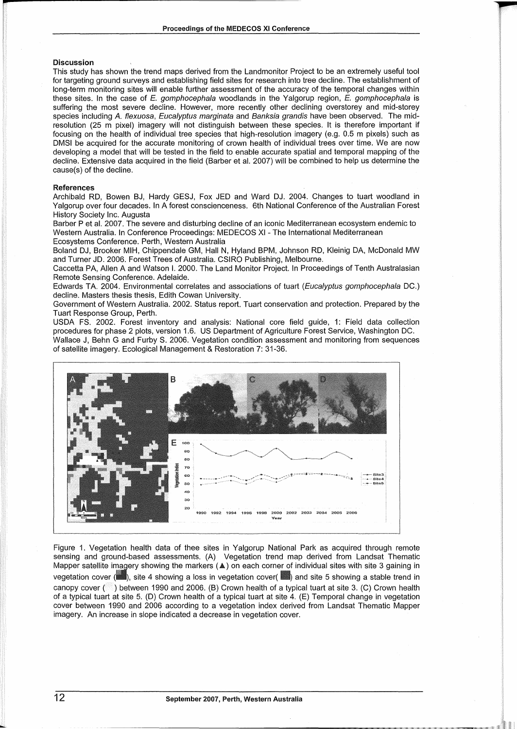**Discussion**

This study has shown the trend maps derived from the Landmonitor Project to be an extremely useful tool for targeting ground surveys and establishing field sites for research into tree decline. The establishment of long-term monitoring sites will enable further assessment of the accuracy of the temporal changes within these sites. In the case of *E. gomphocephala* woodlands in the Yalgorup region, *E. gomphocephala* is suffering the most severe decline. However, more recently other declining overstorey and mid-storey species including *A. flexuosa*, *Eucalyptus marginata* and *Banksia grandis* have been observed. The mid-resolution (25 m pixel) imagery will not distinguish between these species. It is therefore important if focusing on the health of individual tree species that high-resolution imagery (e.g. 0.5 m pixels) such as DMSI be acquired for the accurate monitoring of crown health of individual trees over time. We are now developing a model that will be tested in the field to enable accurate spatial and temporal mapping of the decline. Extensive data acquired in the field (Barber et al. 2007) will be combined to help us determine the cause(s) of the decline.

**References**

Archibald RD, Bowen BJ, Hardy GESJ, Fox JED and Ward DJ. 2004. Changes to tuart woodland in Yalgorup over four decades. In A forest conscienceness. 6th National Conference of the Australian Forest History Society Inc. Augusta

Barber P et al. 2007. The severe and disturbing decline of an iconic Mediterranean ecosystem endemic to Western Australia. In Conference Proceedings: MEDECOS XI - The International Mediterranean Ecosystems Conference. Perth, Western Australia

Boland DJ, Brooker MIH, Chippendale GM, Hall N, Hyland BPM, Johnson RD, Kleinig DA, McDonald MW and Turner JD. 2006. Forest Trees of Australia. CSIRO Publishing, Melbourne.

Caccetta PA, Allen A and Watson I. 2000. The Land Monitor Project. In Proceedings of Tenth Australasian Remote Sensing Conference. Adelaide.

Edwards TA. 2004. Environmental correlates and associations of tuart (*Eucalyptus gomphocephala* DC.) decline. Masters thesis thesis, Edith Cowan University.

Government of Western Australia. 2002. Status report. Tuart conservation and protection. Prepared by the Tuart Response Group, Perth.

USDA FS. 2002. Forest inventory and analysis: National core field guide, 1: Field data collection procedures for phase 2 plots, version 1.6. US Department of Agriculture Forest Service, Washington DC.

Wallace J, Behn G and Furby S. 2006. Vegetation condition assessment and monitoring from sequences of satellite imagery. Ecological Management & Restoration 7: 31-36.

A B C D E

Vegetation Index

100 90 80 70 60 50 40 30 20

1990 1992 1994 1996 1998 2000 2002 2003 2004 2005 2006

Year

Site3
Site4
Site5

Figure 1. Vegetation health data of thee sites in Yalgorup National Park as acquired through remote sensing and ground-based assessments. (A) Vegetation trend map derived from Landsat Thematic Mapper satellite imagery showing the markers (▲) on each corner of individual sites with site 3 gaining in vegetation cover ( ), site 4 showing a loss in vegetation cover( ) and site 5 showing a stable trend in canopy cover ( ) between 1990 and 2006. (B) Crown health of a typical tuart at site 3. (C) Crown health of a typical tuart at site 5. (D) Crown health of a typical tuart at site 4. (E) Temporal change in vegetation cover between 1990 and 2006 according to a vegetation index derived from Landsat Thematic Mapper imagery. An increase in slope indicated a decrease in vegetation cover.